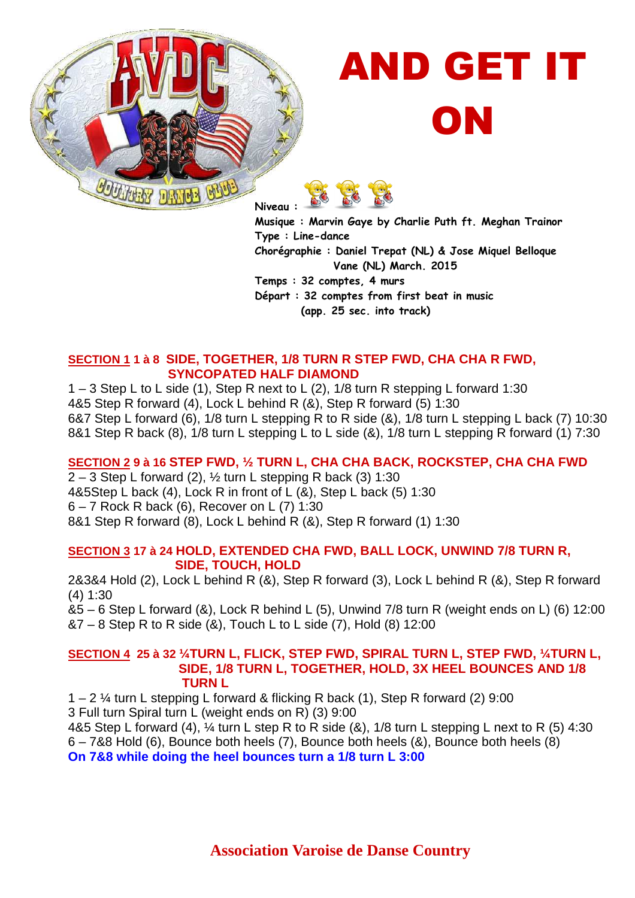# AND GET IT ON

Niveau :

Musique : Marvin Gaye by Charlie Puth ft. Meghan Trainor
Type : Line-dance
Chorégraphie : Daniel Trepat (NL) & Jose Miquel Belloque Vane (NL) March. 2015
Temps : 32 comptes, 4 murs
Départ : 32 comptes from first beat in music (app. 25 sec. into track)

**SECTION 1 1 à 8 SIDE, TOGETHER, 1/8 TURN R STEP FWD, CHA CHA R FWD, SYNCOPATED HALF DIAMOND**

1 – 3 Step L to L side (1), Step R next to L (2), 1/8 turn R stepping L forward 1:30
4&5 Step R forward (4), Lock L behind R (&), Step R forward (5) 1:30
6&7 Step L forward (6), 1/8 turn L stepping R to R side (&), 1/8 turn L stepping L back (7) 10:30
8&1 Step R back (8), 1/8 turn L stepping L to L side (&), 1/8 turn L stepping R forward (1) 7:30

**SECTION 2 9 à 16 STEP FWD, ½ TURN L, CHA CHA BACK, ROCKSTEP, CHA CHA FWD**

2 – 3 Step L forward (2), ½ turn L stepping R back (3) 1:30
4&5Step L back (4), Lock R in front of L (&), Step L back (5) 1:30
6 – 7 Rock R back (6), Recover on L (7) 1:30
8&1 Step R forward (8), Lock L behind R (&), Step R forward (1) 1:30

**SECTION 3 17 à 24 HOLD, EXTENDED CHA FWD, BALL LOCK, UNWIND 7/8 TURN R, SIDE, TOUCH, HOLD**

2&3&4 Hold (2), Lock L behind R (&), Step R forward (3), Lock L behind R (&), Step R forward (4) 1:30
&5 – 6 Step L forward (&), Lock R behind L (5), Unwind 7/8 turn R (weight ends on L) (6) 12:00
&7 – 8 Step R to R side (&), Touch L to L side (7), Hold (8) 12:00

**SECTION 4 25 à 32 ¼TURN L, FLICK, STEP FWD, SPIRAL TURN L, STEP FWD, ¼TURN L, SIDE, 1/8 TURN L, TOGETHER, HOLD, 3X HEEL BOUNCES AND 1/8 TURN L**

1 – 2 ¼ turn L stepping L forward & flicking R back (1), Step R forward (2) 9:00
3 Full turn Spiral turn L (weight ends on R) (3) 9:00
4&5 Step L forward (4), ¼ turn L step R to R side (&), 1/8 turn L stepping L next to R (5) 4:30
6 – 7&8 Hold (6), Bounce both heels (7), Bounce both heels (&), Bounce both heels (8)
**On 7&8 while doing the heel bounces turn a 1/8 turn L 3:00**

**Association Varoise de Danse Country**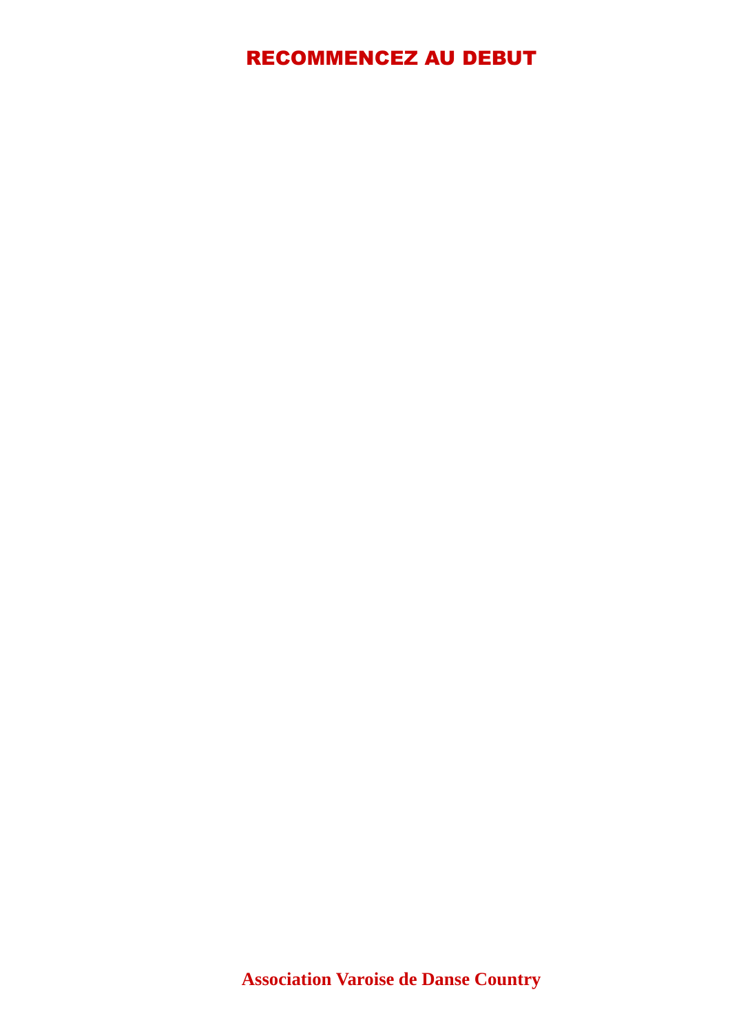**RECOMMENCEZ AU DEBUT**